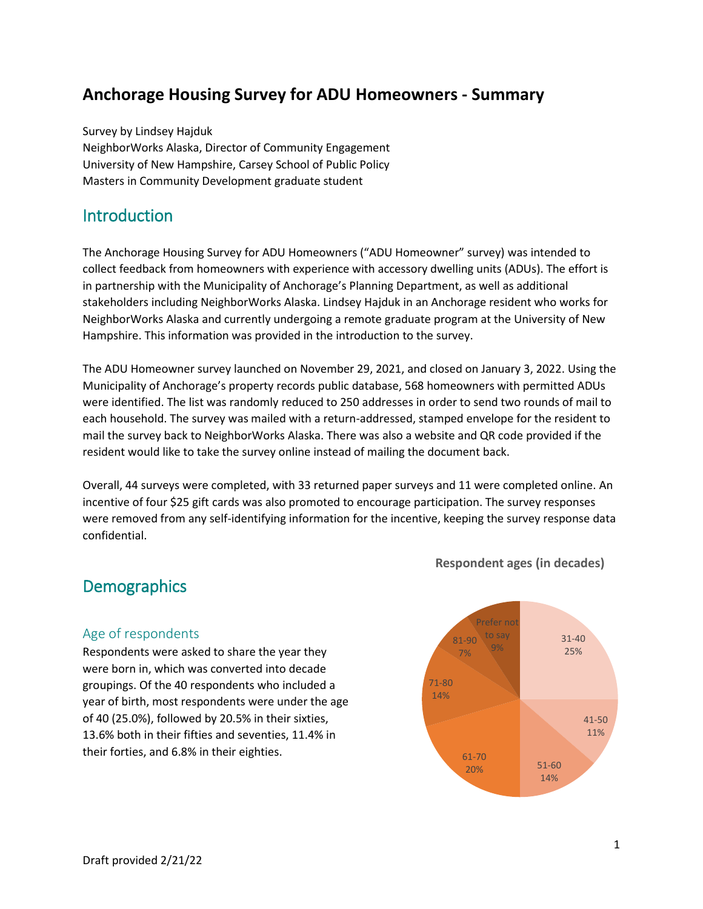# Anchorage Housing Survey for ADU Homeowners - Summary

Survey by Lindsey Hajduk
NeighborWorks Alaska, Director of Community Engagement
University of New Hampshire, Carsey School of Public Policy
Masters in Community Development graduate student

## Introduction

The Anchorage Housing Survey for ADU Homeowners ("ADU Homeowner" survey) was intended to collect feedback from homeowners with experience with accessory dwelling units (ADUs). The effort is in partnership with the Municipality of Anchorage's Planning Department, as well as additional stakeholders including NeighborWorks Alaska. Lindsey Hajduk in an Anchorage resident who works for NeighborWorks Alaska and currently undergoing a remote graduate program at the University of New Hampshire. This information was provided in the introduction to the survey.

The ADU Homeowner survey launched on November 29, 2021, and closed on January 3, 2022. Using the Municipality of Anchorage's property records public database, 568 homeowners with permitted ADUs were identified. The list was randomly reduced to 250 addresses in order to send two rounds of mail to each household. The survey was mailed with a return-addressed, stamped envelope for the resident to mail the survey back to NeighborWorks Alaska. There was also a website and QR code provided if the resident would like to take the survey online instead of mailing the document back.

Overall, 44 surveys were completed, with 33 returned paper surveys and 11 were completed online. An incentive of four $25 gift cards was also promoted to encourage participation. The survey responses were removed from any self-identifying information for the incentive, keeping the survey response data confidential.

## Demographics

### Age of respondents

Respondents were asked to share the year they were born in, which was converted into decade groupings. Of the 40 respondents who included a year of birth, most respondents were under the age of 40 (25.0%), followed by 20.5% in their sixties, 13.6% both in their fifties and seventies, 11.4% in their forties, and 6.8% in their eighties.

**Respondent ages (in decades)**

| Age group | Percent |
|---|---|
| 31-40 | 25% |
| 41-50 | 11% |
| 51-60 | 14% |
| 61-70 | 20% |
| 71-80 | 14% |
| 81-90 | 7% |
| Prefer not to say | 9% |

Draft provided 2/21/22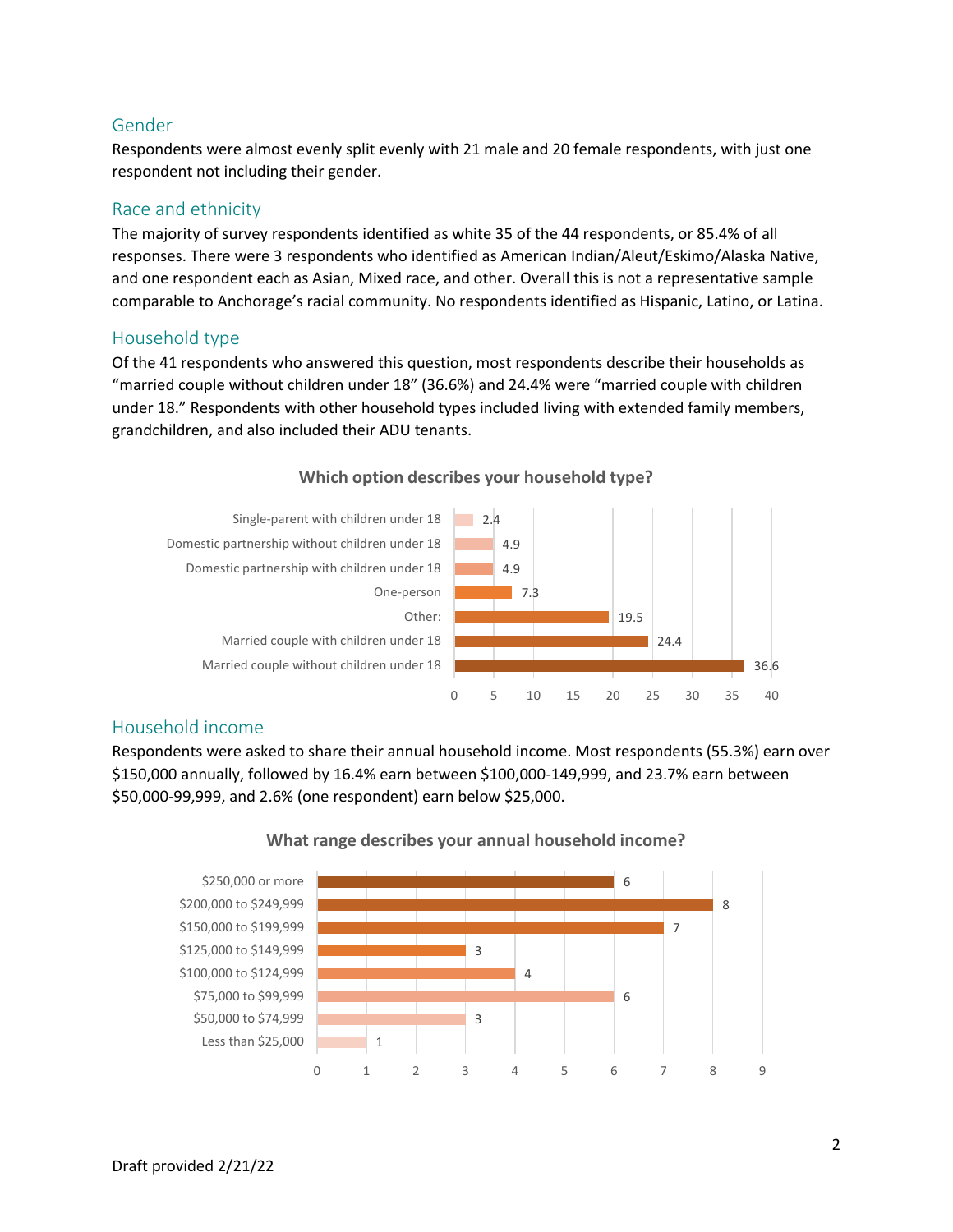## Gender

Respondents were almost evenly split evenly with 21 male and 20 female respondents, with just one respondent not including their gender.

## Race and ethnicity

The majority of survey respondents identified as white 35 of the 44 respondents, or 85.4% of all responses. There were 3 respondents who identified as American Indian/Aleut/Eskimo/Alaska Native, and one respondent each as Asian, Mixed race, and other. Overall this is not a representative sample comparable to Anchorage's racial community. No respondents identified as Hispanic, Latino, or Latina.

## Household type

Of the 41 respondents who answered this question, most respondents describe their households as "married couple without children under 18" (36.6%) and 24.4% were "married couple with children under 18." Respondents with other household types included living with extended family members, grandchildren, and also included their ADU tenants.

**Which option describes your household type?**

| Household type | Percent |
|---|---|
| Single-parent with children under 18 | 2.4 |
| Domestic partnership without children under 18 | 4.9 |
| Domestic partnership with children under 18 | 4.9 |
| One-person | 7.3 |
| Other: | 19.5 |
| Married couple with children under 18 | 24.4 |
| Married couple without children under 18 | 36.6 |

## Household income

Respondents were asked to share their annual household income. Most respondents (55.3%) earn over $150,000 annually, followed by 16.4% earn between $100,000-149,999, and 23.7% earn between $50,000-99,999, and 2.6% (one respondent) earn below $25,000.

**What range describes your annual household income?**

| Income range | Respondents |
|---|---|
| $250,000 or more | 6 |
| $200,000 to $249,999 | 8 |
| $150,000 to $199,999 | 7 |
| $125,000 to $149,999 | 3 |
| $100,000 to $124,999 | 4 |
| $75,000 to $99,999 | 6 |
| $50,000 to $74,999 | 3 |
| Less than $25,000 | 1 |

Draft provided 2/21/22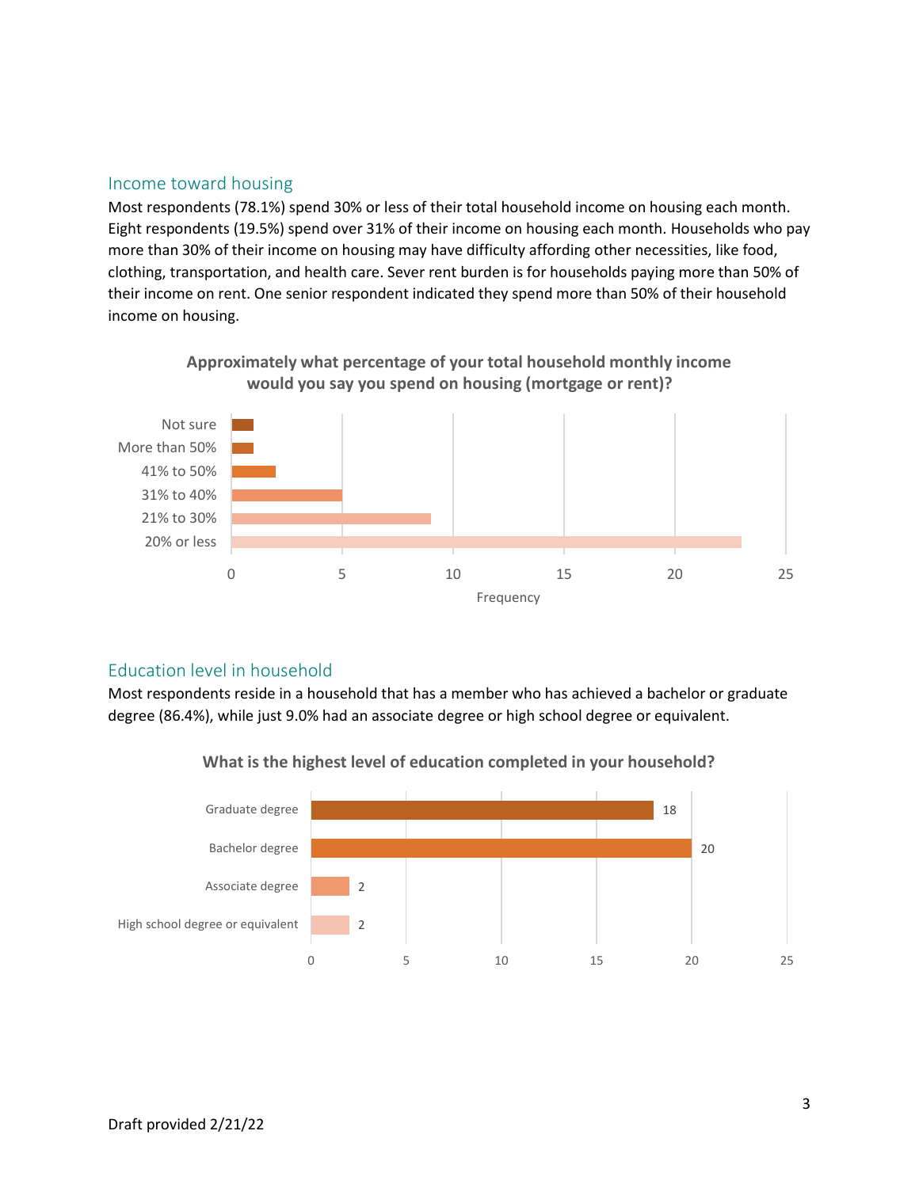## Income toward housing

Most respondents (78.1%) spend 30% or less of their total household income on housing each month. Eight respondents (19.5%) spend over 31% of their income on housing each month. Households who pay more than 30% of their income on housing may have difficulty affording other necessities, like food, clothing, transportation, and health care. Sever rent burden is for households paying more than 50% of their income on rent. One senior respondent indicated they spend more than 50% of their household income on housing.

**Approximately what percentage of your total household monthly income would you say you spend on housing (mortgage or rent)?**

| Response | Frequency |
|---|---|
| Not sure | 1 |
| More than 50% | 1 |
| 41% to 50% | 2 |
| 31% to 40% | 5 |
| 21% to 30% | 9 |
| 20% or less | 23 |

## Education level in household

Most respondents reside in a household that has a member who has achieved a bachelor or graduate degree (86.4%), while just 9.0% had an associate degree or high school degree or equivalent.

**What is the highest level of education completed in your household?**

| Response | Count |
|---|---|
| Graduate degree | 18 |
| Bachelor degree | 20 |
| Associate degree | 2 |
| High school degree or equivalent | 2 |

Draft provided 2/21/22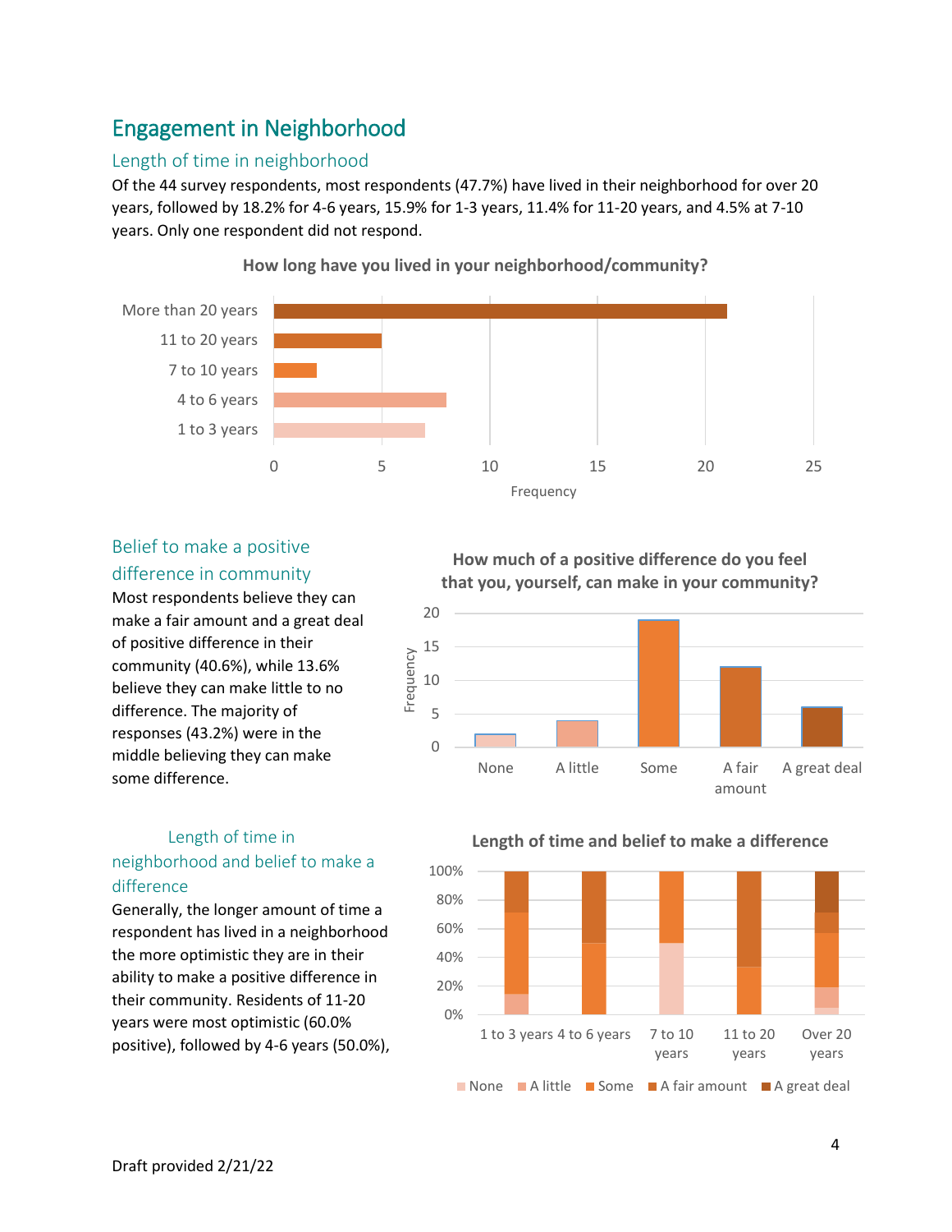## Engagement in Neighborhood

### Length of time in neighborhood

Of the 44 survey respondents, most respondents (47.7%) have lived in their neighborhood for over 20 years, followed by 18.2% for 4-6 years, 15.9% for 1-3 years, 11.4% for 11-20 years, and 4.5% at 7-10 years. Only one respondent did not respond.

**How long have you lived in your neighborhood/community?**

| Length of time | Frequency |
|---|---|
| More than 20 years | 21 |
| 11 to 20 years | 5 |
| 7 to 10 years | 2 |
| 4 to 6 years | 8 |
| 1 to 3 years | 7 |

### Belief to make a positive difference in community

Most respondents believe they can make a fair amount and a great deal of positive difference in their community (40.6%), while 13.6% believe they can make little to no difference. The majority of responses (43.2%) were in the middle believing they can make some difference.

**How much of a positive difference do you feel that you, yourself, can make in your community?**

| Response | Frequency |
|---|---|
| None | 2 |
| A little | 4 |
| Some | 19 |
| A fair amount | 12 |
| A great deal | 6 |

### Length of time in neighborhood and belief to make a difference

Generally, the longer amount of time a respondent has lived in a neighborhood the more optimistic they are in their ability to make a positive difference in their community. Residents of 11-20 years were most optimistic (60.0% positive), followed by 4-6 years (50.0%),

**Length of time and belief to make a difference**

Stacked bar chart (0%–100%) by length of time: 1 to 3 years, 4 to 6 years, 7 to 10 years, 11 to 20 years, Over 20 years. Legend: None, A little, Some, A fair amount, A great deal.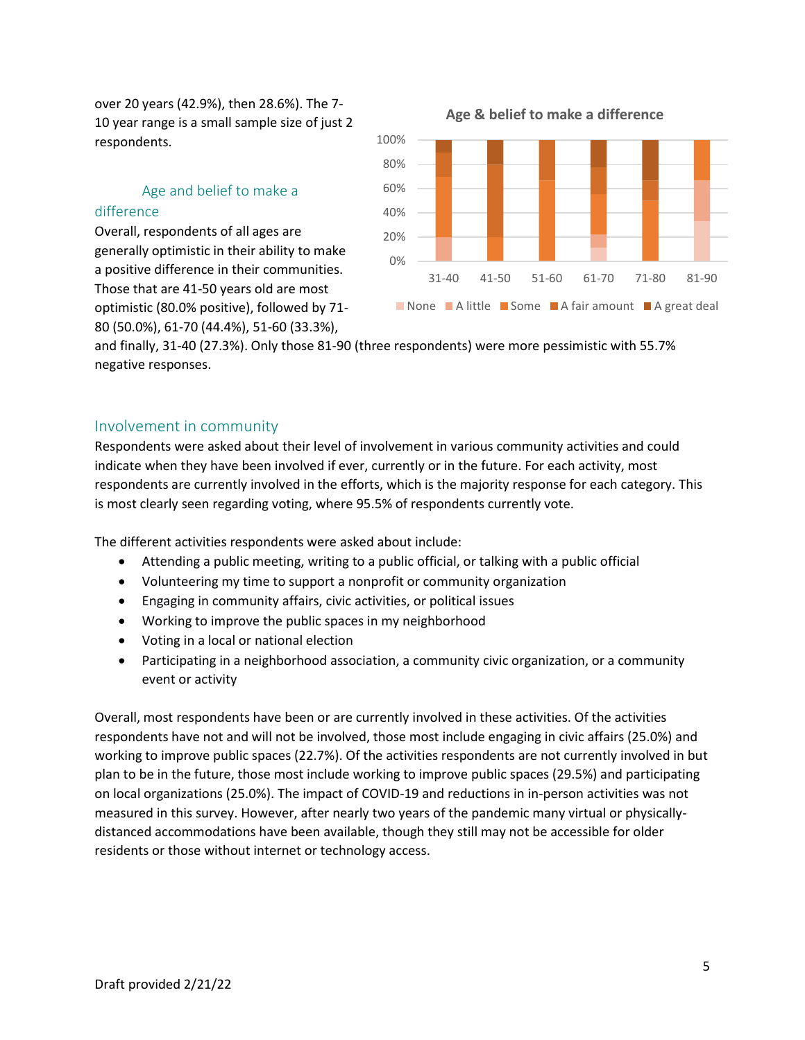over 20 years (42.9%), then 28.6%). The 7-10 year range is a small sample size of just 2 respondents.

### Age and belief to make a difference

Overall, respondents of all ages are generally optimistic in their ability to make a positive difference in their communities. Those that are 41-50 years old are most optimistic (80.0% positive), followed by 71-80 (50.0%), 61-70 (44.4%), 51-60 (33.3%), and finally, 31-40 (27.3%). Only those 81-90 (three respondents) were more pessimistic with 55.7% negative responses.

## Involvement in community

Respondents were asked about their level of involvement in various community activities and could indicate when they have been involved if ever, currently or in the future. For each activity, most respondents are currently involved in the efforts, which is the majority response for each category. This is most clearly seen regarding voting, where 95.5% of respondents currently vote.

The different activities respondents were asked about include:

- Attending a public meeting, writing to a public official, or talking with a public official
- Volunteering my time to support a nonprofit or community organization
- Engaging in community affairs, civic activities, or political issues
- Working to improve the public spaces in my neighborhood
- Voting in a local or national election
- Participating in a neighborhood association, a community civic organization, or a community event or activity

Overall, most respondents have been or are currently involved in these activities. Of the activities respondents have not and will not be involved, those most include engaging in civic affairs (25.0%) and working to improve public spaces (22.7%). Of the activities respondents are not currently involved in but plan to be in the future, those most include working to improve public spaces (29.5%) and participating on local organizations (25.0%). The impact of COVID-19 and reductions in in-person activities was not measured in this survey. However, after nearly two years of the pandemic many virtual or physically-distanced accommodations have been available, though they still may not be accessible for older residents or those without internet or technology access.

Draft provided 2/21/22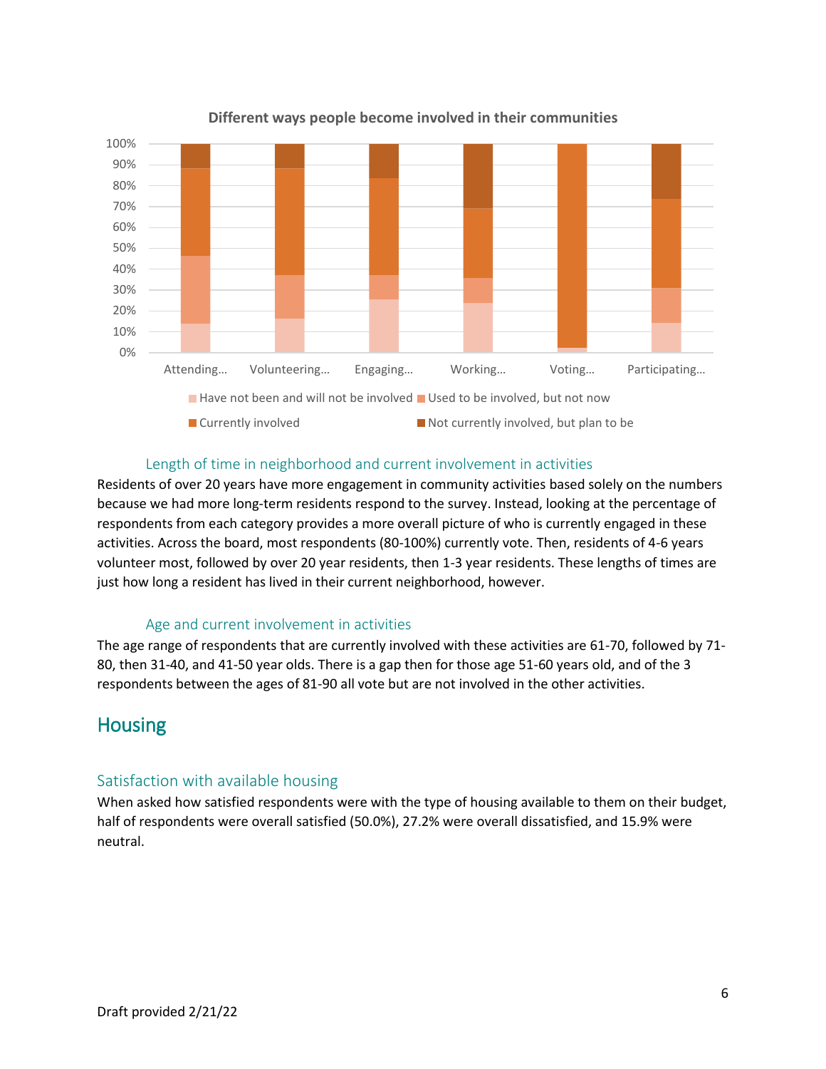**Different ways people become involved in their communities**

### Length of time in neighborhood and current involvement in activities

Residents of over 20 years have more engagement in community activities based solely on the numbers because we had more long-term residents respond to the survey. Instead, looking at the percentage of respondents from each category provides a more overall picture of who is currently engaged in these activities. Across the board, most respondents (80-100%) currently vote. Then, residents of 4-6 years volunteer most, followed by over 20 year residents, then 1-3 year residents. These lengths of times are just how long a resident has lived in their current neighborhood, however.

### Age and current involvement in activities

The age range of respondents that are currently involved with these activities are 61-70, followed by 71-80, then 31-40, and 41-50 year olds. There is a gap then for those age 51-60 years old, and of the 3 respondents between the ages of 81-90 all vote but are not involved in the other activities.

# Housing

## Satisfaction with available housing

When asked how satisfied respondents were with the type of housing available to them on their budget, half of respondents were overall satisfied (50.0%), 27.2% were overall dissatisfied, and 15.9% were neutral.

Draft provided 2/21/22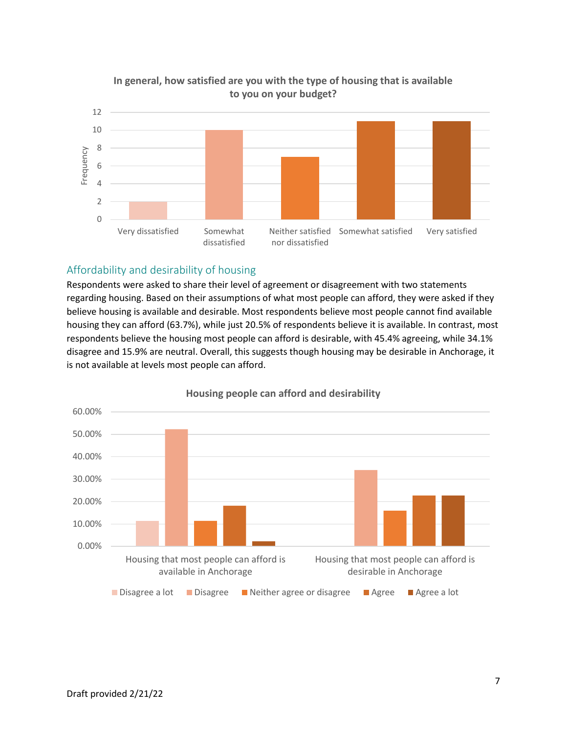**In general, how satisfied are you with the type of housing that is available to you on your budget?**

| Response | Frequency |
|---|---|
| Very dissatisfied | 2 |
| Somewhat dissatisfied | 10 |
| Neither satisfied nor dissatisfied | 7 |
| Somewhat satisfied | 11 |
| Very satisfied | 11 |

## Affordability and desirability of housing

Respondents were asked to share their level of agreement or disagreement with two statements regarding housing. Based on their assumptions of what most people can afford, they were asked if they believe housing is available and desirable. Most respondents believe most people cannot find available housing they can afford (63.7%), while just 20.5% of respondents believe it is available. In contrast, most respondents believe the housing most people can afford is desirable, with 45.4% agreeing, while 34.1% disagree and 15.9% are neutral. Overall, this suggests though housing may be desirable in Anchorage, it is not available at levels most people can afford.

**Housing people can afford and desirability**

Legend: Disagree a lot, Disagree, Neither agree or disagree, Agree, Agree a lot

Categories: Housing that most people can afford is available in Anchorage; Housing that most people can afford is desirable in Anchorage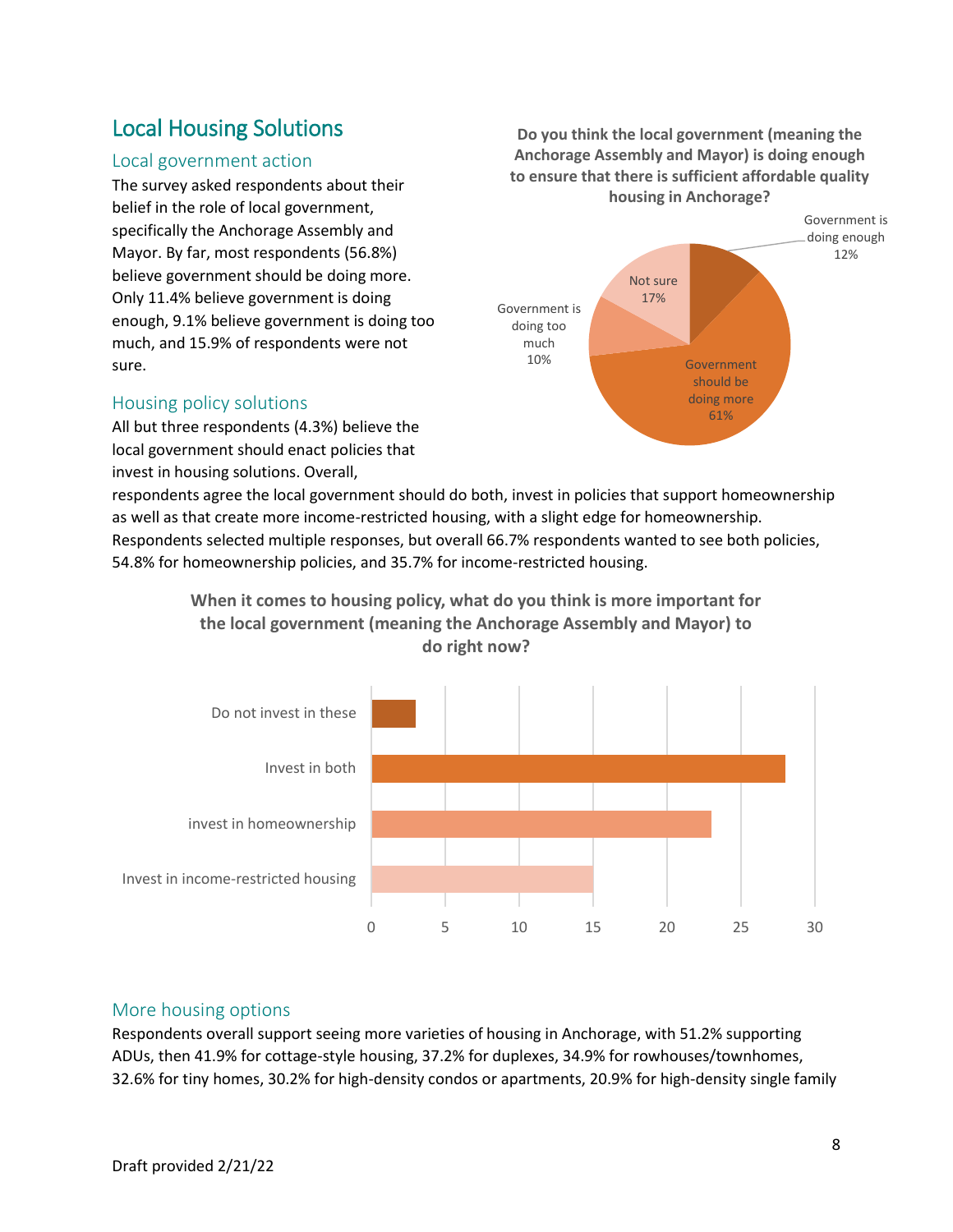## Local Housing Solutions

### Local government action

The survey asked respondents about their belief in the role of local government, specifically the Anchorage Assembly and Mayor. By far, most respondents (56.8%) believe government should be doing more. Only 11.4% believe government is doing enough, 9.1% believe government is doing too much, and 15.9% of respondents were not sure.

**Do you think the local government (meaning the Anchorage Assembly and Mayor) is doing enough to ensure that there is sufficient affordable quality housing in Anchorage?**

| Response | Percent |
|---|---|
| Government is doing enough | 12% |
| Government should be doing more | 61% |
| Government is doing too much | 10% |
| Not sure | 17% |

### Housing policy solutions

All but three respondents (4.3%) believe the local government should enact policies that invest in housing solutions. Overall, respondents agree the local government should do both, invest in policies that support homeownership as well as that create more income-restricted housing, with a slight edge for homeownership. Respondents selected multiple responses, but overall 66.7% respondents wanted to see both policies, 54.8% for homeownership policies, and 35.7% for income-restricted housing.

**When it comes to housing policy, what do you think is more important for the local government (meaning the Anchorage Assembly and Mayor) to do right now?**

| Response | Count |
|---|---|
| Do not invest in these | 3 |
| Invest in both | 28 |
| invest in homeownership | 23 |
| Invest in income-restricted housing | 15 |

### More housing options

Respondents overall support seeing more varieties of housing in Anchorage, with 51.2% supporting ADUs, then 41.9% for cottage-style housing, 37.2% for duplexes, 34.9% for rowhouses/townhomes, 32.6% for tiny homes, 30.2% for high-density condos or apartments, 20.9% for high-density single family

Draft provided 2/21/22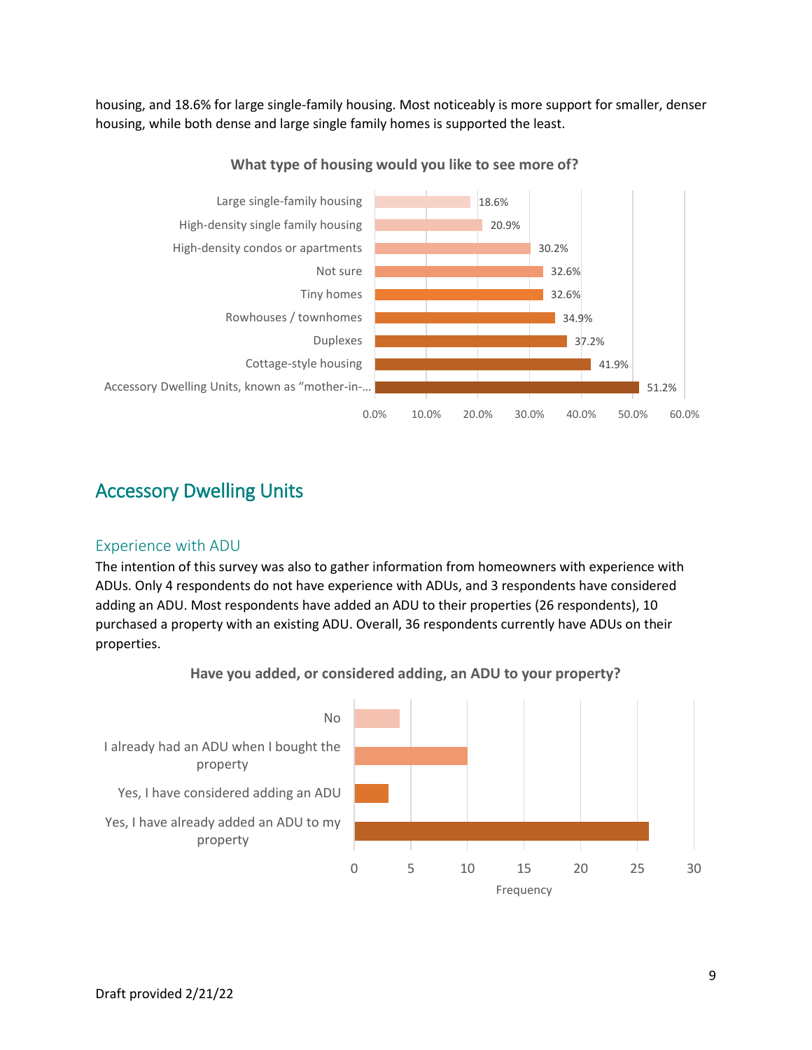housing, and 18.6% for large single-family housing. Most noticeably is more support for smaller, denser housing, while both dense and large single family homes is supported the least.

**What type of housing would you like to see more of?**

| Housing type | Percent |
|---|---|
| Large single-family housing | 18.6% |
| High-density single family housing | 20.9% |
| High-density condos or apartments | 30.2% |
| Not sure | 32.6% |
| Tiny homes | 32.6% |
| Rowhouses / townhomes | 34.9% |
| Duplexes | 37.2% |
| Cottage-style housing | 41.9% |
| Accessory Dwelling Units, known as “mother-in-… | 51.2% |

## Accessory Dwelling Units

### Experience with ADU

The intention of this survey was also to gather information from homeowners with experience with ADUs. Only 4 respondents do not have experience with ADUs, and 3 respondents have considered adding an ADU. Most respondents have added an ADU to their properties (26 respondents), 10 purchased a property with an existing ADU. Overall, 36 respondents currently have ADUs on their properties.

**Have you added, or considered adding, an ADU to your property?**

| Response | Frequency |
|---|---|
| No | 4 |
| I already had an ADU when I bought the property | 10 |
| Yes, I have considered adding an ADU | 3 |
| Yes, I have already added an ADU to my property | 26 |

Draft provided 2/21/22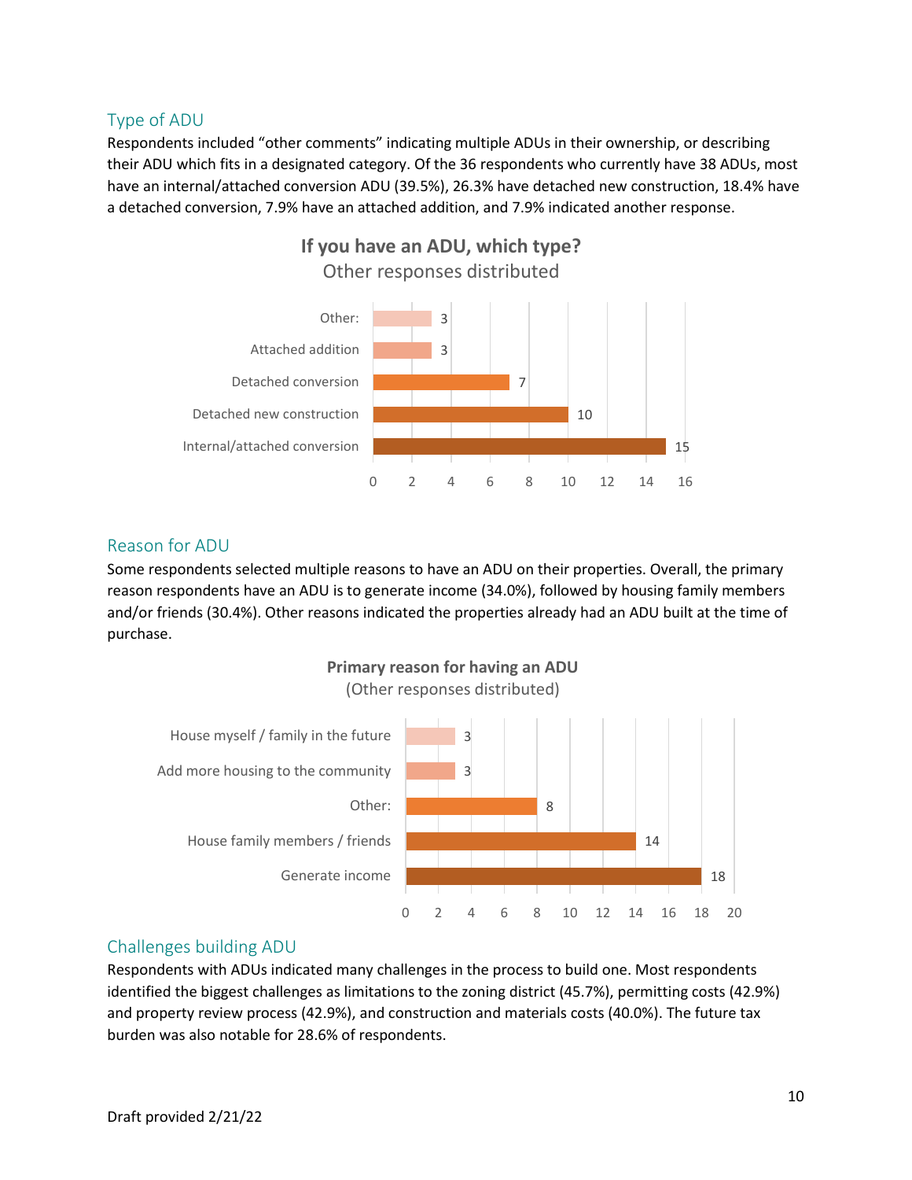## Type of ADU

Respondents included “other comments” indicating multiple ADUs in their ownership, or describing their ADU which fits in a designated category. Of the 36 respondents who currently have 38 ADUs, most have an internal/attached conversion ADU (39.5%), 26.3% have detached new construction, 18.4% have a detached conversion, 7.9% have an attached addition, and 7.9% indicated another response.

**If you have an ADU, which type?**
Other responses distributed

| Type | Count |
|---|---|
| Other: | 3 |
| Attached addition | 3 |
| Detached conversion | 7 |
| Detached new construction | 10 |
| Internal/attached conversion | 15 |

## Reason for ADU

Some respondents selected multiple reasons to have an ADU on their properties. Overall, the primary reason respondents have an ADU is to generate income (34.0%), followed by housing family members and/or friends (30.4%). Other reasons indicated the properties already had an ADU built at the time of purchase.

**Primary reason for having an ADU**
(Other responses distributed)

| Reason | Count |
|---|---|
| House myself / family in the future | 3 |
| Add more housing to the community | 3 |
| Other: | 8 |
| House family members / friends | 14 |
| Generate income | 18 |

## Challenges building ADU

Respondents with ADUs indicated many challenges in the process to build one. Most respondents identified the biggest challenges as limitations to the zoning district (45.7%), permitting costs (42.9%) and property review process (42.9%), and construction and materials costs (40.0%). The future tax burden was also notable for 28.6% of respondents.

Draft provided 2/21/22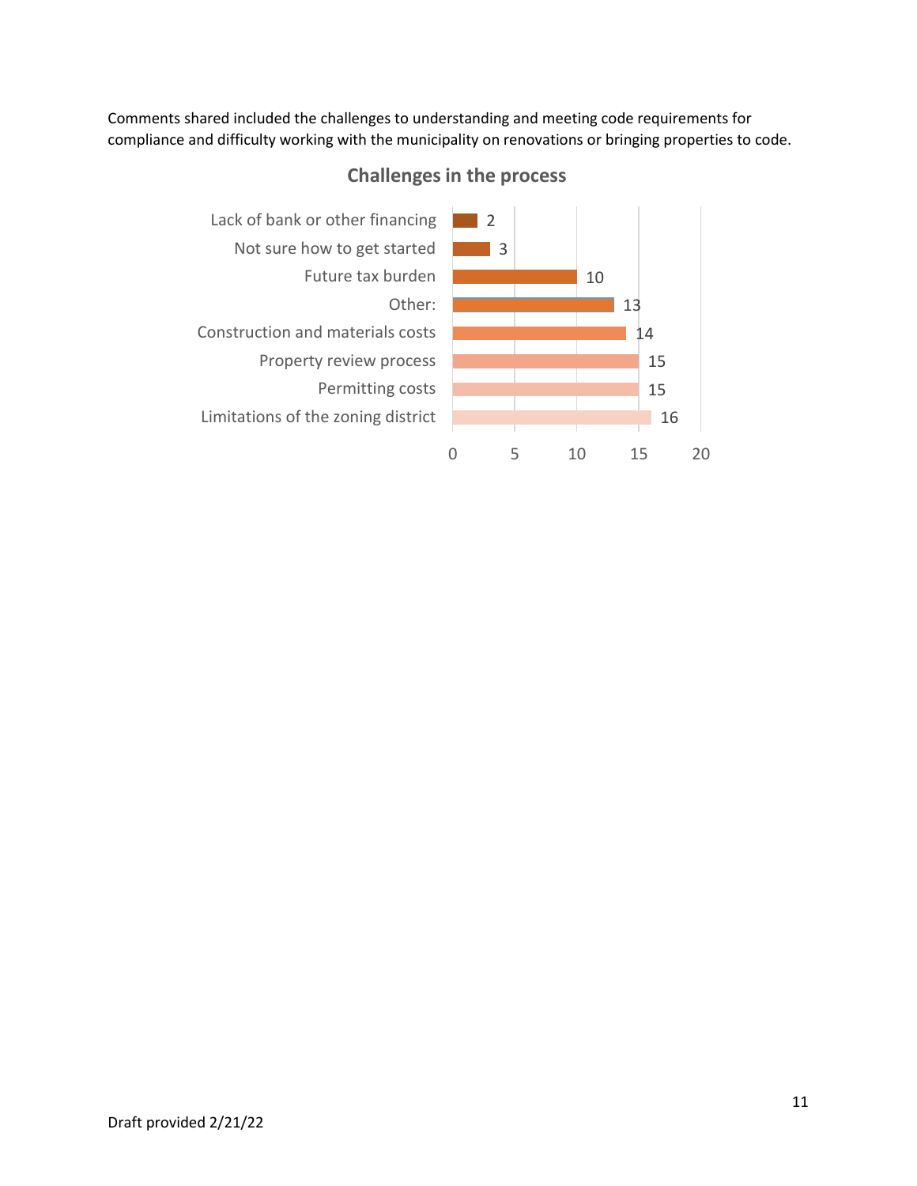Comments shared included the challenges to understanding and meeting code requirements for compliance and difficulty working with the municipality on renovations or bringing properties to code.

**Challenges in the process**

Lack of bank or other financing 2
Not sure how to get started 3
Future tax burden 10
Other: 13
Construction and materials costs 14
Property review process 15
Permitting costs 15
Limitations of the zoning district 16

0 5 10 15 20

Draft provided 2/21/22